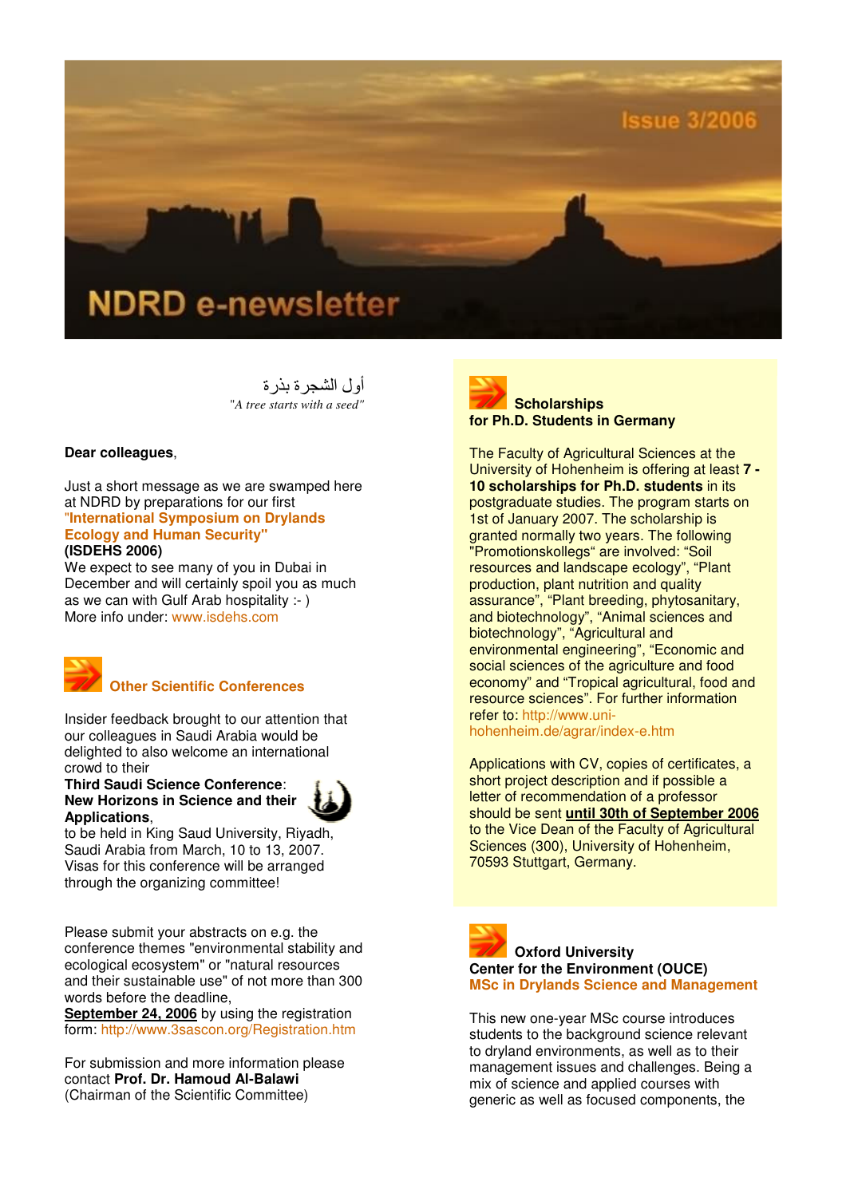Issue 3/2006

# NDRD e-newsletter

أول الشجرة بذرة

*"A tree starts with a seed"*

**Dear colleagues**,

Just a short message as we are swamped here at NDRD by preparations for our first **"International Symposium on Drylands Ecology and Human Security"** **(ISDEHS 2006)**
We expect to see many of you in Dubai in December and will certainly spoil you as much as we can with Gulf Arab hospitality :- )
More info under: www.isdehs.com

## Other Scientific Conferences

Insider feedback brought to our attention that our colleagues in Saudi Arabia would be delighted to also welcome an international crowd to their
**Third Saudi Science Conference**: **New Horizons in Science and their Applications**,
to be held in King Saud University, Riyadh, Saudi Arabia from March, 10 to 13, 2007. Visas for this conference will be arranged through the organizing committee!

Please submit your abstracts on e.g. the conference themes "environmental stability and ecological ecosystem" or "natural resources and their sustainable use" of not more than 300 words before the deadline,
**September 24, 2006** by using the registration form: http://www.3sascon.org/Registration.htm

For submission and more information please contact **Prof. Dr. Hamoud Al-Balawi** (Chairman of the Scientific Committee)

## Scholarships for Ph.D. Students in Germany

The Faculty of Agricultural Sciences at the University of Hohenheim is offering at least **7 - 10 scholarships for Ph.D. students** in its postgraduate studies. The program starts on 1st of January 2007. The scholarship is granted normally two years. The following "Promotionskollegs" are involved: "Soil resources and landscape ecology", "Plant production, plant nutrition and quality assurance", "Plant breeding, phytosanitary, and biotechnology", "Animal sciences and biotechnology", "Agricultural and environmental engineering", "Economic and social sciences of the agriculture and food economy" and "Tropical agricultural, food and resource sciences". For further information refer to: http://www.uni-hohenheim.de/agrar/index-e.htm

Applications with CV, copies of certificates, a short project description and if possible a letter of recommendation of a professor should be sent **until 30th of September 2006** to the Vice Dean of the Faculty of Agricultural Sciences (300), University of Hohenheim, 70593 Stuttgart, Germany.

## Oxford University Center for the Environment (OUCE) MSc in Drylands Science and Management

This new one-year MSc course introduces students to the background science relevant to dryland environments, as well as to their management issues and challenges. Being a mix of science and applied courses with generic as well as focused components, the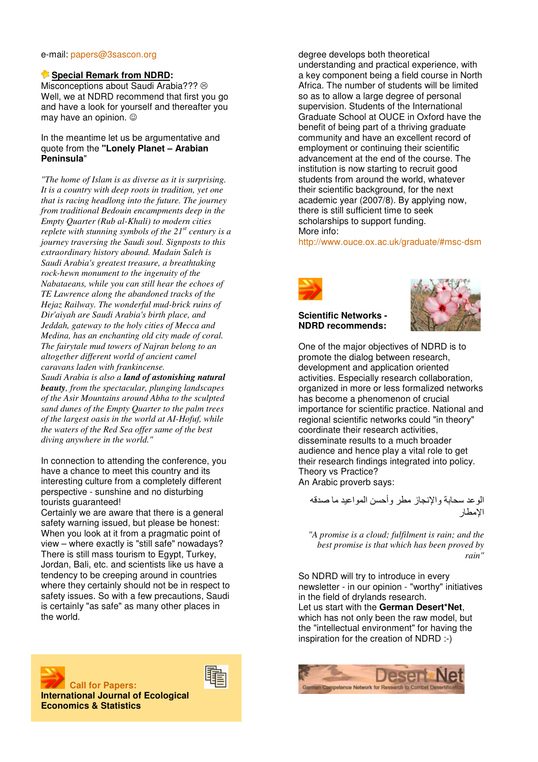e-mail: papers@3sascon.org

**Special Remark from NDRD:**
Misconceptions about Saudi Arabia??? ☹
Well, we at NDRD recommend that first you go and have a look for yourself and thereafter you may have an opinion. ☺

In the meantime let us be argumentative and quote from the **"Lonely Planet – Arabian Peninsula"**

*"The home of Islam is as diverse as it is surprising. It is a country with deep roots in tradition, yet one that is racing headlong into the future. The journey from traditional Bedouin encampments deep in the Empty Quarter (Rub al-Khali) to modern cities replete with stunning symbols of the 21st century is a journey traversing the Saudi soul. Signposts to this extraordinary history abound. Madain Saleh is Saudi Arabia's greatest treasure, a breathtaking rock-hewn monument to the ingenuity of the Nabataeans, while you can still hear the echoes of TE Lawrence along the abandoned tracks of the Hejaz Railway. The wonderful mud-brick ruins of Dir'aiyah are Saudi Arabia's birth place, and Jeddah, gateway to the holy cities of Mecca and Medina, has an enchanting old city made of coral. The fairytale mud towers of Najran belong to an altogether different world of ancient camel caravans laden with frankincense.*
*Saudi Arabia is also a **land of astonishing natural beauty**, from the spectacular, plunging landscapes of the Asir Mountains around Abha to the sculpted sand dunes of the Empty Quarter to the palm trees of the largest oasis in the world at Al-Hofuf, while the waters of the Red Sea offer same of the best diving anywhere in the world."*

In connection to attending the conference, you have a chance to meet this country and its interesting culture from a completely different perspective - sunshine and no disturbing tourists guaranteed!
Certainly we are aware that there is a general safety warning issued, but please be honest: When you look at it from a pragmatic point of view – where exactly is "still safe" nowadays? There is still mass tourism to Egypt, Turkey, Jordan, Bali, etc. and scientists like us have a tendency to be creeping around in countries where they certainly should not be in respect to safety issues. So with a few precautions, Saudi is certainly "as safe" as many other places in the world.

**Call for Papers:**
**International Journal of Ecological Economics & Statistics**

degree develops both theoretical understanding and practical experience, with a key component being a field course in North Africa. The number of students will be limited so as to allow a large degree of personal supervision. Students of the International Graduate School at OUCE in Oxford have the benefit of being part of a thriving graduate community and have an excellent record of employment or continuing their scientific advancement at the end of the course. The institution is now starting to recruit good students from around the world, whatever their scientific background, for the next academic year (2007/8). By applying now, there is still sufficient time to seek scholarships to support funding.
More info:
http://www.ouce.ox.ac.uk/graduate/#msc-dsm

**Scientific Networks - NDRD recommends:**

One of the major objectives of NDRD is to promote the dialog between research, development and application oriented activities. Especially research collaboration, organized in more or less formalized networks has become a phenomenon of crucial importance for scientific practice. National and regional scientific networks could "in theory" coordinate their research activities, disseminate results to a much broader audience and hence play a vital role to get their research findings integrated into policy. Theory vs Practice?
An Arabic proverb says:

الوعد سحابة والإنجاز مطر وأحسن المواعيد ما صدقه الإمطار

*"A promise is a cloud; fulfilment is rain; and the best promise is that which has been proved by rain"*

So NDRD will try to introduce in every newsletter - in our opinion - "worthy" initiatives in the field of drylands research.
Let us start with the **German Desert*Net**, which has not only been the raw model, but the "intellectual environment" for having the inspiration for the creation of NDRD :-)

Desert*Net
German Competence Network for Research to Combat Desertification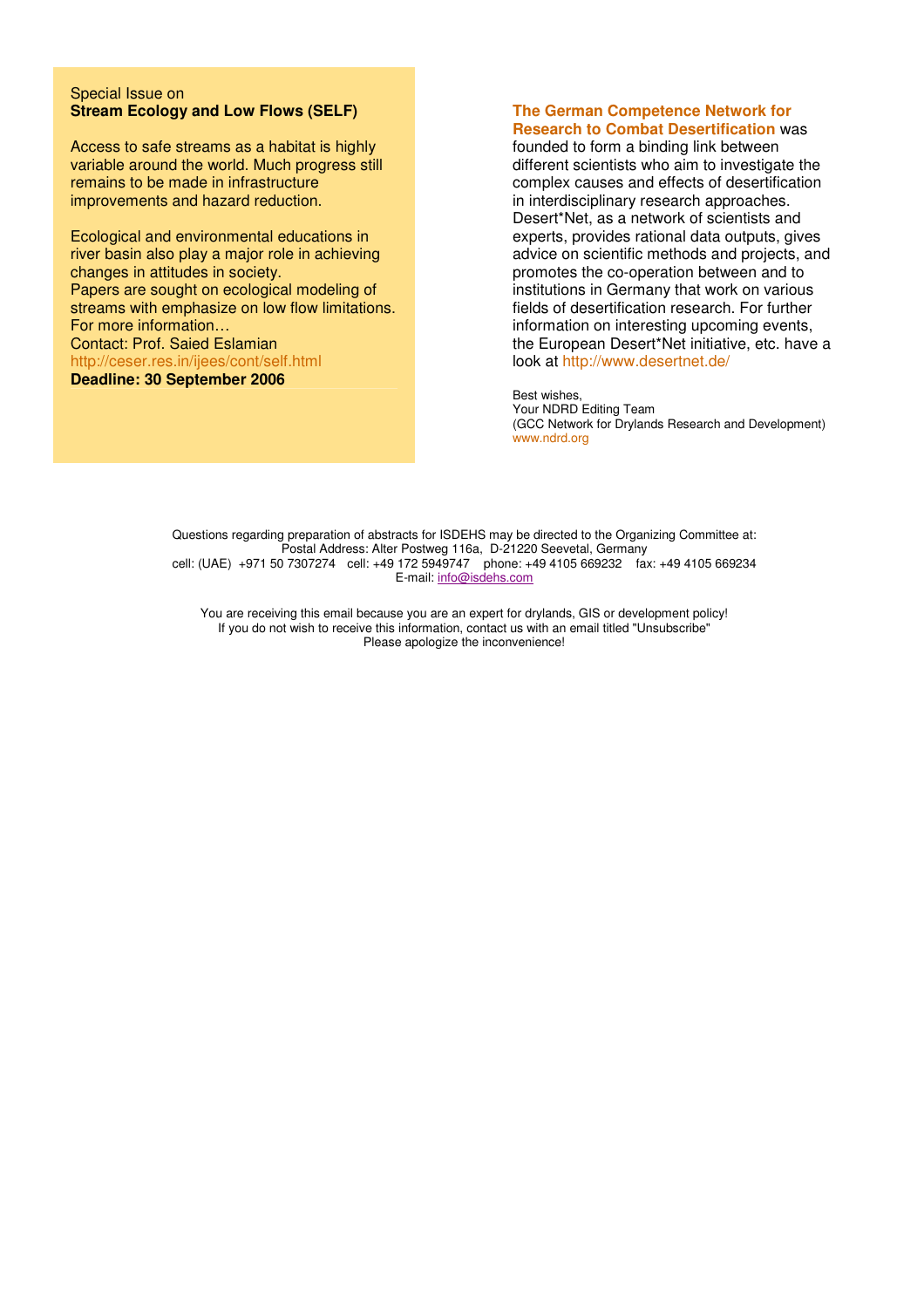Special Issue on
**Stream Ecology and Low Flows (SELF)**

Access to safe streams as a habitat is highly variable around the world. Much progress still remains to be made in infrastructure improvements and hazard reduction.

Ecological and environmental educations in river basin also play a major role in achieving changes in attitudes in society.
Papers are sought on ecological modeling of streams with emphasize on low flow limitations.
For more information…
Contact: Prof. Saied Eslamian
http://ceser.res.in/ijees/cont/self.html
**Deadline: 30 September 2006**

**The German Competence Network for Research to Combat Desertification** was founded to form a binding link between different scientists who aim to investigate the complex causes and effects of desertification in interdisciplinary research approaches. Desert*Net, as a network of scientists and experts, provides rational data outputs, gives advice on scientific methods and projects, and promotes the co-operation between and to institutions in Germany that work on various fields of desertification research. For further information on interesting upcoming events, the European Desert*Net initiative, etc. have a look at http://www.desertnet.de/

Best wishes,
Your NDRD Editing Team
(GCC Network for Drylands Research and Development)
www.ndrd.org

Questions regarding preparation of abstracts for ISDEHS may be directed to the Organizing Committee at:
Postal Address: Alter Postweg 116a, D-21220 Seevetal, Germany
cell: (UAE) +971 50 7307274 cell: +49 172 5949747 phone: +49 4105 669232 fax: +49 4105 669234
E-mail: info@isdehs.com

You are receiving this email because you are an expert for drylands, GIS or development policy!
If you do not wish to receive this information, contact us with an email titled "Unsubscribe"
Please apologize the inconvenience!